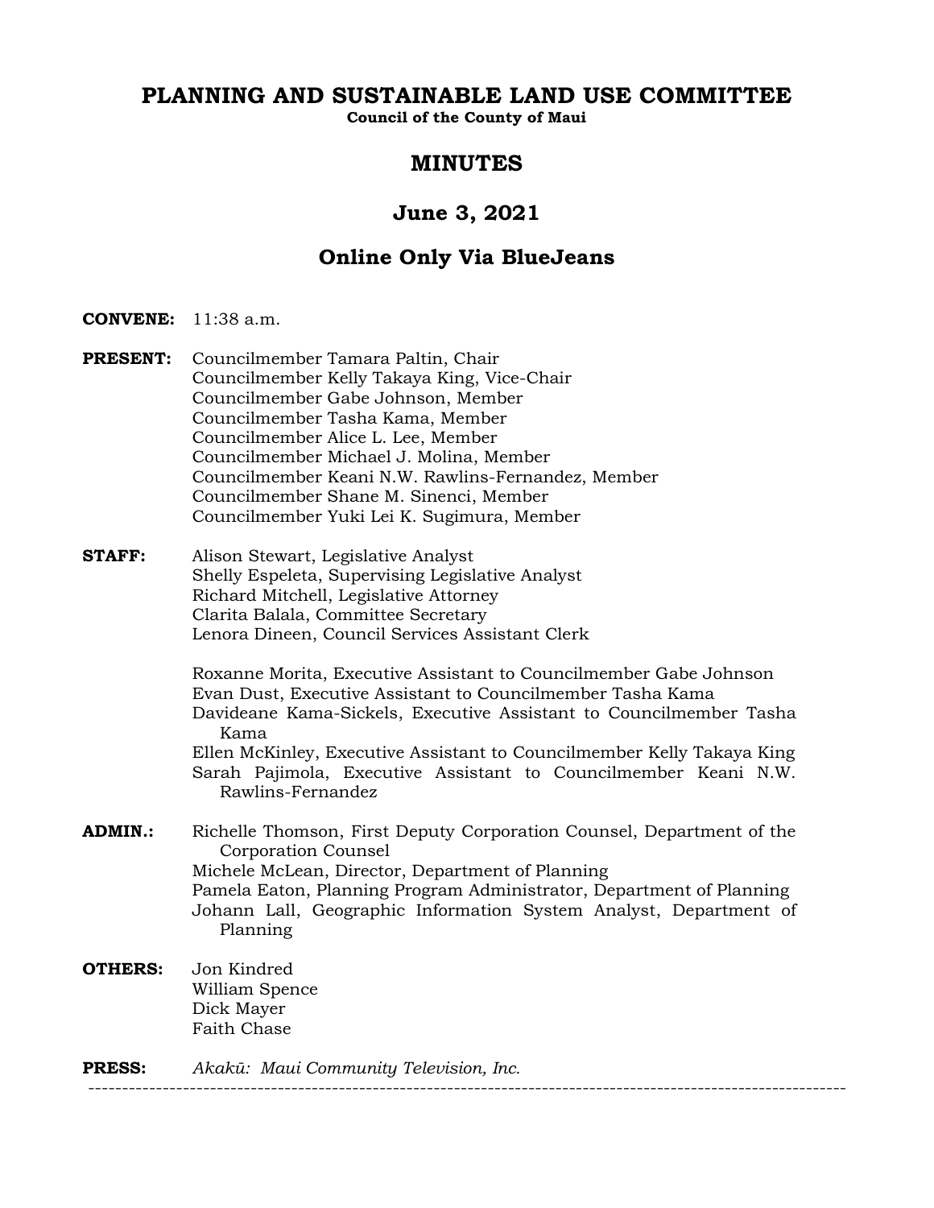# PLANNING AND SUSTAINABLE LAND USE COMMITTEE

**Council of the County of Maui**

## MINUTES

## June 3, 2021

## Online Only Via BlueJeans

**CONVENE:** 11:38 a.m.

**PRESENT:**
Councilmember Tamara Paltin, Chair
Councilmember Kelly Takaya King, Vice-Chair
Councilmember Gabe Johnson, Member
Councilmember Tasha Kama, Member
Councilmember Alice L. Lee, Member
Councilmember Michael J. Molina, Member
Councilmember Keani N.W. Rawlins-Fernandez, Member
Councilmember Shane M. Sinenci, Member
Councilmember Yuki Lei K. Sugimura, Member

**STAFF:**
Alison Stewart, Legislative Analyst
Shelly Espeleta, Supervising Legislative Analyst
Richard Mitchell, Legislative Attorney
Clarita Balala, Committee Secretary
Lenora Dineen, Council Services Assistant Clerk

Roxanne Morita, Executive Assistant to Councilmember Gabe Johnson
Evan Dust, Executive Assistant to Councilmember Tasha Kama
Davideane Kama-Sickels, Executive Assistant to Councilmember Tasha Kama
Ellen McKinley, Executive Assistant to Councilmember Kelly Takaya King
Sarah Pajimola, Executive Assistant to Councilmember Keani N.W. Rawlins-Fernandez

**ADMIN.:**
Richelle Thomson, First Deputy Corporation Counsel, Department of the Corporation Counsel
Michele McLean, Director, Department of Planning
Pamela Eaton, Planning Program Administrator, Department of Planning
Johann Lall, Geographic Information System Analyst, Department of Planning

**OTHERS:**
Jon Kindred
William Spence
Dick Mayer
Faith Chase

**PRESS:** *Akakū: Maui Community Television, Inc.*

---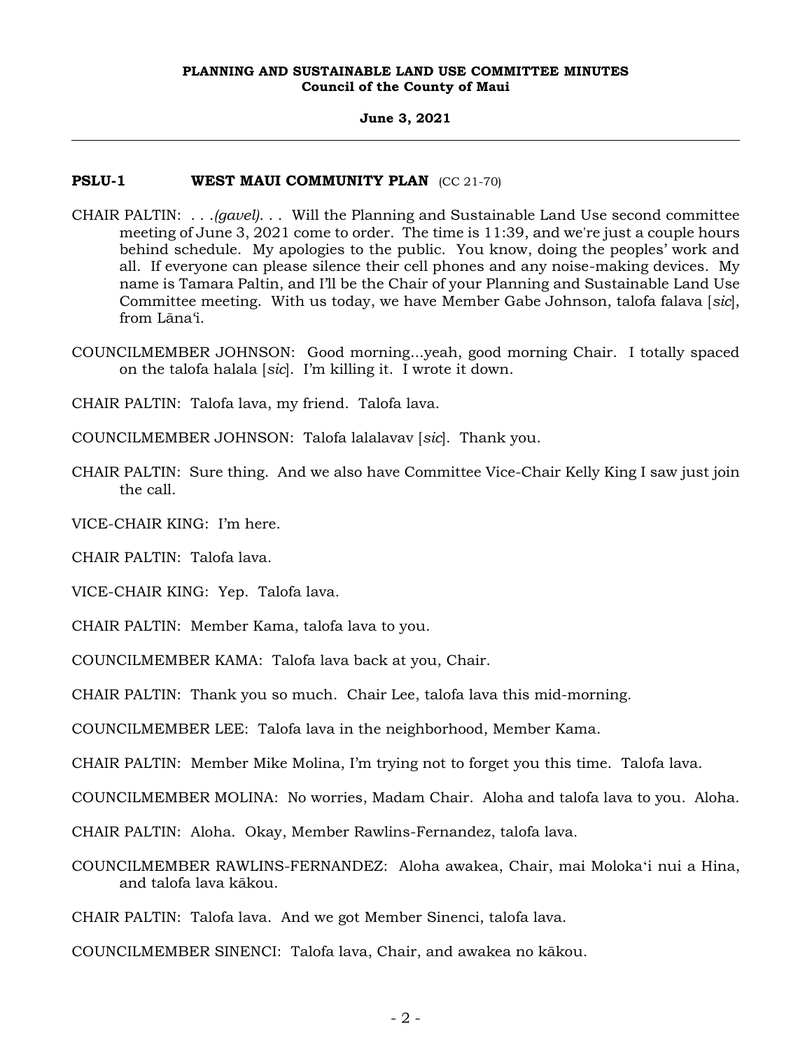**PSLU-1 WEST MAUI COMMUNITY PLAN** (CC 21-70)

CHAIR PALTIN: . . .*(gavel)*. . . Will the Planning and Sustainable Land Use second committee meeting of June 3, 2021 come to order. The time is 11:39, and we're just a couple hours behind schedule. My apologies to the public. You know, doing the peoples' work and all. If everyone can please silence their cell phones and any noise-making devices. My name is Tamara Paltin, and I'll be the Chair of your Planning and Sustainable Land Use Committee meeting. With us today, we have Member Gabe Johnson, talofa falava [*sic*], from Lānaʻi.

COUNCILMEMBER JOHNSON: Good morning...yeah, good morning Chair. I totally spaced on the talofa halala [*sic*]. I'm killing it. I wrote it down.

CHAIR PALTIN: Talofa lava, my friend. Talofa lava.

COUNCILMEMBER JOHNSON: Talofa lalalavav [*sic*]. Thank you.

CHAIR PALTIN: Sure thing. And we also have Committee Vice-Chair Kelly King I saw just join the call.

VICE-CHAIR KING: I'm here.

CHAIR PALTIN: Talofa lava.

VICE-CHAIR KING: Yep. Talofa lava.

CHAIR PALTIN: Member Kama, talofa lava to you.

COUNCILMEMBER KAMA: Talofa lava back at you, Chair.

CHAIR PALTIN: Thank you so much. Chair Lee, talofa lava this mid-morning.

COUNCILMEMBER LEE: Talofa lava in the neighborhood, Member Kama.

CHAIR PALTIN: Member Mike Molina, I'm trying not to forget you this time. Talofa lava.

COUNCILMEMBER MOLINA: No worries, Madam Chair. Aloha and talofa lava to you. Aloha.

CHAIR PALTIN: Aloha. Okay, Member Rawlins-Fernandez, talofa lava.

COUNCILMEMBER RAWLINS-FERNANDEZ: Aloha awakea, Chair, mai Molokaʻi nui a Hina, and talofa lava kākou.

CHAIR PALTIN: Talofa lava. And we got Member Sinenci, talofa lava.

COUNCILMEMBER SINENCI: Talofa lava, Chair, and awakea no kākou.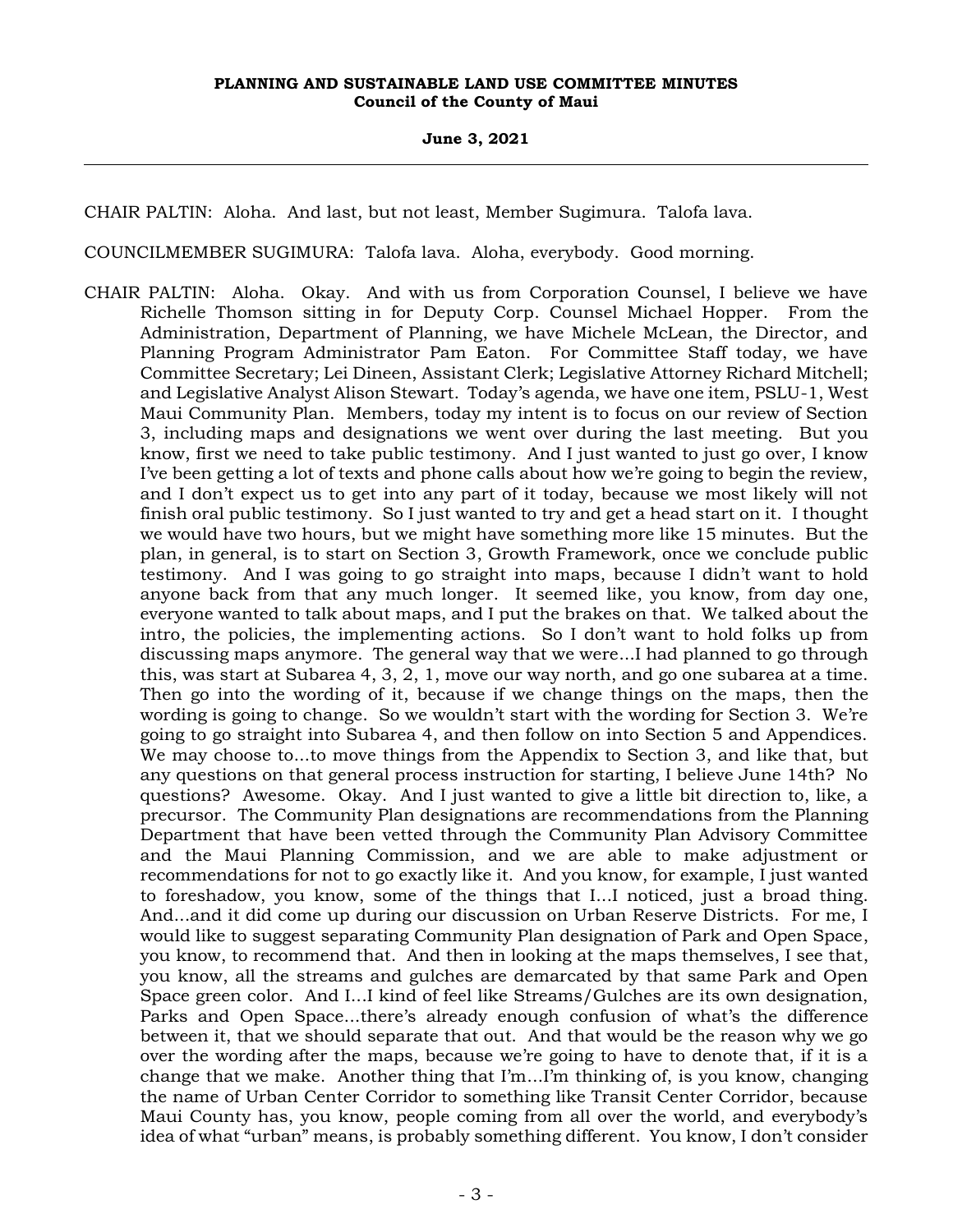CHAIR PALTIN: Aloha. And last, but not least, Member Sugimura. Talofa lava.

COUNCILMEMBER SUGIMURA: Talofa lava. Aloha, everybody. Good morning.

CHAIR PALTIN: Aloha. Okay. And with us from Corporation Counsel, I believe we have Richelle Thomson sitting in for Deputy Corp. Counsel Michael Hopper. From the Administration, Department of Planning, we have Michele McLean, the Director, and Planning Program Administrator Pam Eaton. For Committee Staff today, we have Committee Secretary; Lei Dineen, Assistant Clerk; Legislative Attorney Richard Mitchell; and Legislative Analyst Alison Stewart. Today's agenda, we have one item, PSLU-1, West Maui Community Plan. Members, today my intent is to focus on our review of Section 3, including maps and designations we went over during the last meeting. But you know, first we need to take public testimony. And I just wanted to just go over, I know I've been getting a lot of texts and phone calls about how we're going to begin the review, and I don't expect us to get into any part of it today, because we most likely will not finish oral public testimony. So I just wanted to try and get a head start on it. I thought we would have two hours, but we might have something more like 15 minutes. But the plan, in general, is to start on Section 3, Growth Framework, once we conclude public testimony. And I was going to go straight into maps, because I didn't want to hold anyone back from that any much longer. It seemed like, you know, from day one, everyone wanted to talk about maps, and I put the brakes on that. We talked about the intro, the policies, the implementing actions. So I don't want to hold folks up from discussing maps anymore. The general way that we were...I had planned to go through this, was start at Subarea 4, 3, 2, 1, move our way north, and go one subarea at a time. Then go into the wording of it, because if we change things on the maps, then the wording is going to change. So we wouldn't start with the wording for Section 3. We're going to go straight into Subarea 4, and then follow on into Section 5 and Appendices. We may choose to...to move things from the Appendix to Section 3, and like that, but any questions on that general process instruction for starting, I believe June 14th? No questions? Awesome. Okay. And I just wanted to give a little bit direction to, like, a precursor. The Community Plan designations are recommendations from the Planning Department that have been vetted through the Community Plan Advisory Committee and the Maui Planning Commission, and we are able to make adjustment or recommendations for not to go exactly like it. And you know, for example, I just wanted to foreshadow, you know, some of the things that I...I noticed, just a broad thing. And...and it did come up during our discussion on Urban Reserve Districts. For me, I would like to suggest separating Community Plan designation of Park and Open Space, you know, to recommend that. And then in looking at the maps themselves, I see that, you know, all the streams and gulches are demarcated by that same Park and Open Space green color. And I...I kind of feel like Streams/Gulches are its own designation, Parks and Open Space...there's already enough confusion of what's the difference between it, that we should separate that out. And that would be the reason why we go over the wording after the maps, because we're going to have to denote that, if it is a change that we make. Another thing that I'm...I'm thinking of, is you know, changing the name of Urban Center Corridor to something like Transit Center Corridor, because Maui County has, you know, people coming from all over the world, and everybody's idea of what "urban" means, is probably something different. You know, I don't consider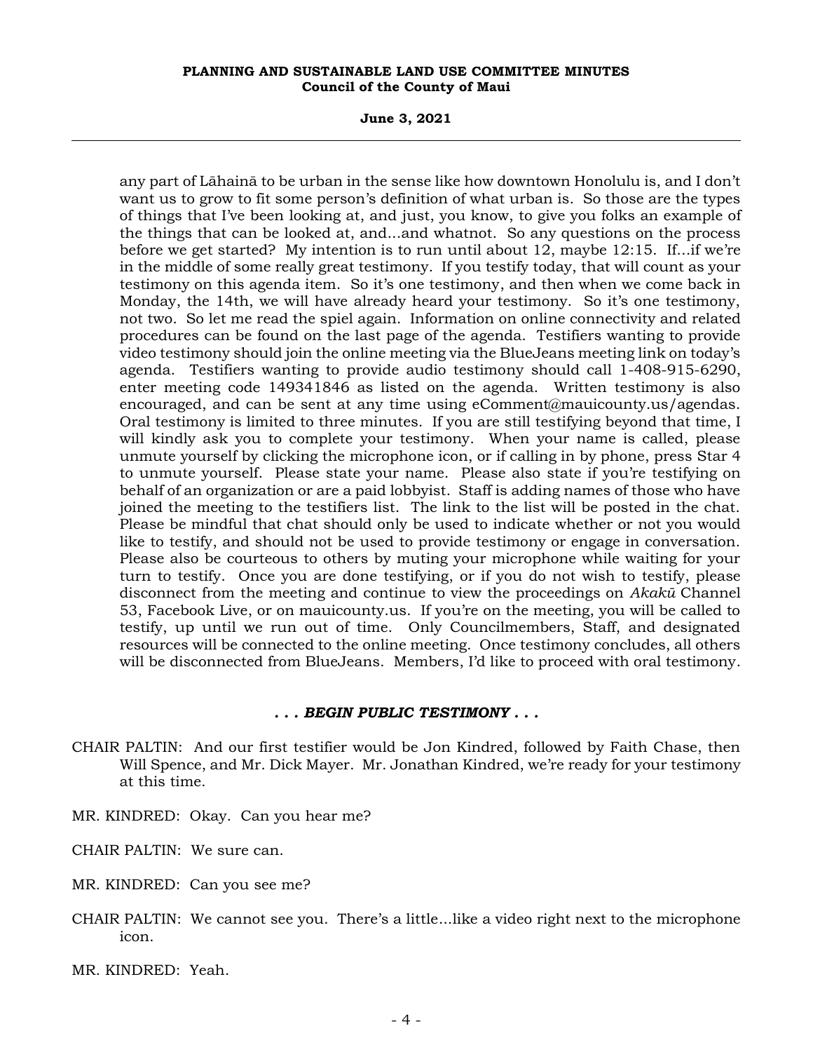any part of Lāhainā to be urban in the sense like how downtown Honolulu is, and I don't want us to grow to fit some person's definition of what urban is. So those are the types of things that I've been looking at, and just, you know, to give you folks an example of the things that can be looked at, and...and whatnot. So any questions on the process before we get started? My intention is to run until about 12, maybe 12:15. If...if we're in the middle of some really great testimony. If you testify today, that will count as your testimony on this agenda item. So it's one testimony, and then when we come back in Monday, the 14th, we will have already heard your testimony. So it's one testimony, not two. So let me read the spiel again. Information on online connectivity and related procedures can be found on the last page of the agenda. Testifiers wanting to provide video testimony should join the online meeting via the BlueJeans meeting link on today's agenda. Testifiers wanting to provide audio testimony should call 1-408-915-6290, enter meeting code 149341846 as listed on the agenda. Written testimony is also encouraged, and can be sent at any time using eComment@mauicounty.us/agendas. Oral testimony is limited to three minutes. If you are still testifying beyond that time, I will kindly ask you to complete your testimony. When your name is called, please unmute yourself by clicking the microphone icon, or if calling in by phone, press Star 4 to unmute yourself. Please state your name. Please also state if you're testifying on behalf of an organization or are a paid lobbyist. Staff is adding names of those who have joined the meeting to the testifiers list. The link to the list will be posted in the chat. Please be mindful that chat should only be used to indicate whether or not you would like to testify, and should not be used to provide testimony or engage in conversation. Please also be courteous to others by muting your microphone while waiting for your turn to testify. Once you are done testifying, or if you do not wish to testify, please disconnect from the meeting and continue to view the proceedings on *Akakū* Channel 53, Facebook Live, or on mauicounty.us. If you're on the meeting, you will be called to testify, up until we run out of time. Only Councilmembers, Staff, and designated resources will be connected to the online meeting. Once testimony concludes, all others will be disconnected from BlueJeans. Members, I'd like to proceed with oral testimony.

***. . . BEGIN PUBLIC TESTIMONY . . .***

CHAIR PALTIN: And our first testifier would be Jon Kindred, followed by Faith Chase, then Will Spence, and Mr. Dick Mayer. Mr. Jonathan Kindred, we're ready for your testimony at this time.

MR. KINDRED: Okay. Can you hear me?

CHAIR PALTIN: We sure can.

MR. KINDRED: Can you see me?

CHAIR PALTIN: We cannot see you. There's a little...like a video right next to the microphone icon.

MR. KINDRED: Yeah.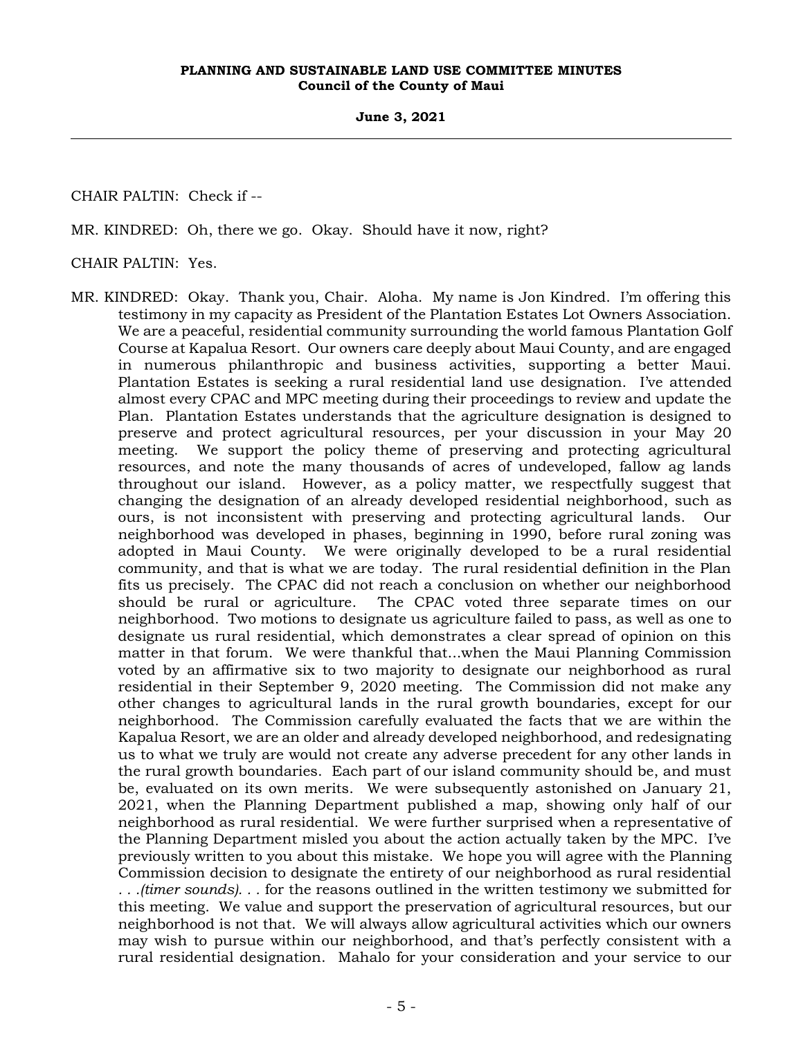CHAIR PALTIN: Check if --

MR. KINDRED: Oh, there we go. Okay. Should have it now, right?

CHAIR PALTIN: Yes.

MR. KINDRED: Okay. Thank you, Chair. Aloha. My name is Jon Kindred. I'm offering this testimony in my capacity as President of the Plantation Estates Lot Owners Association. We are a peaceful, residential community surrounding the world famous Plantation Golf Course at Kapalua Resort. Our owners care deeply about Maui County, and are engaged in numerous philanthropic and business activities, supporting a better Maui. Plantation Estates is seeking a rural residential land use designation. I've attended almost every CPAC and MPC meeting during their proceedings to review and update the Plan. Plantation Estates understands that the agriculture designation is designed to preserve and protect agricultural resources, per your discussion in your May 20 meeting. We support the policy theme of preserving and protecting agricultural resources, and note the many thousands of acres of undeveloped, fallow ag lands throughout our island. However, as a policy matter, we respectfully suggest that changing the designation of an already developed residential neighborhood, such as ours, is not inconsistent with preserving and protecting agricultural lands. Our neighborhood was developed in phases, beginning in 1990, before rural zoning was adopted in Maui County. We were originally developed to be a rural residential community, and that is what we are today. The rural residential definition in the Plan fits us precisely. The CPAC did not reach a conclusion on whether our neighborhood should be rural or agriculture. The CPAC voted three separate times on our neighborhood. Two motions to designate us agriculture failed to pass, as well as one to designate us rural residential, which demonstrates a clear spread of opinion on this matter in that forum. We were thankful that...when the Maui Planning Commission voted by an affirmative six to two majority to designate our neighborhood as rural residential in their September 9, 2020 meeting. The Commission did not make any other changes to agricultural lands in the rural growth boundaries, except for our neighborhood. The Commission carefully evaluated the facts that we are within the Kapalua Resort, we are an older and already developed neighborhood, and redesignating us to what we truly are would not create any adverse precedent for any other lands in the rural growth boundaries. Each part of our island community should be, and must be, evaluated on its own merits. We were subsequently astonished on January 21, 2021, when the Planning Department published a map, showing only half of our neighborhood as rural residential. We were further surprised when a representative of the Planning Department misled you about the action actually taken by the MPC. I've previously written to you about this mistake. We hope you will agree with the Planning Commission decision to designate the entirety of our neighborhood as rural residential . . .*(timer sounds)*. . . for the reasons outlined in the written testimony we submitted for this meeting. We value and support the preservation of agricultural resources, but our neighborhood is not that. We will always allow agricultural activities which our owners may wish to pursue within our neighborhood, and that's perfectly consistent with a rural residential designation. Mahalo for your consideration and your service to our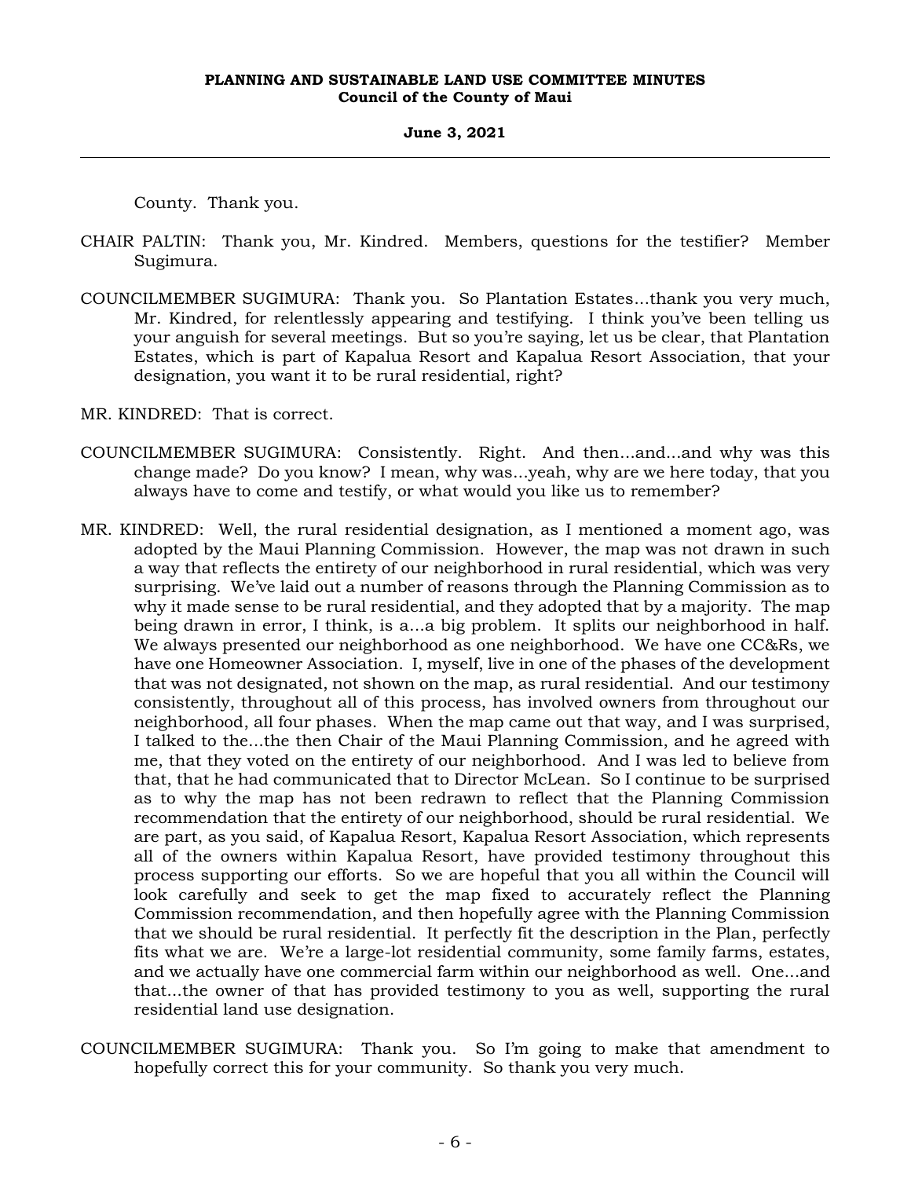County. Thank you.

CHAIR PALTIN: Thank you, Mr. Kindred. Members, questions for the testifier? Member Sugimura.

COUNCILMEMBER SUGIMURA: Thank you. So Plantation Estates...thank you very much, Mr. Kindred, for relentlessly appearing and testifying. I think you've been telling us your anguish for several meetings. But so you're saying, let us be clear, that Plantation Estates, which is part of Kapalua Resort and Kapalua Resort Association, that your designation, you want it to be rural residential, right?

MR. KINDRED: That is correct.

COUNCILMEMBER SUGIMURA: Consistently. Right. And then...and...and why was this change made? Do you know? I mean, why was...yeah, why are we here today, that you always have to come and testify, or what would you like us to remember?

MR. KINDRED: Well, the rural residential designation, as I mentioned a moment ago, was adopted by the Maui Planning Commission. However, the map was not drawn in such a way that reflects the entirety of our neighborhood in rural residential, which was very surprising. We've laid out a number of reasons through the Planning Commission as to why it made sense to be rural residential, and they adopted that by a majority. The map being drawn in error, I think, is a...big problem. It splits our neighborhood in half. We always presented our neighborhood as one neighborhood. We have one CC&Rs, we have one Homeowner Association. I, myself, live in one of the phases of the development that was not designated, not shown on the map, as rural residential. And our testimony consistently, throughout all of this process, has involved owners from throughout our neighborhood, all four phases. When the map came out that way, and I was surprised, I talked to the...the then Chair of the Maui Planning Commission, and he agreed with me, that they voted on the entirety of our neighborhood. And I was led to believe from that, that he had communicated that to Director McLean. So I continue to be surprised as to why the map has not been redrawn to reflect that the Planning Commission recommendation that the entirety of our neighborhood, should be rural residential. We are part, as you said, of Kapalua Resort, Kapalua Resort Association, which represents all of the owners within Kapalua Resort, have provided testimony throughout this process supporting our efforts. So we are hopeful that you all within the Council will look carefully and seek to get the map fixed to accurately reflect the Planning Commission recommendation, and then hopefully agree with the Planning Commission that we should be rural residential. It perfectly fit the description in the Plan, perfectly fits what we are. We're a large-lot residential community, some family farms, estates, and we actually have one commercial farm within our neighborhood as well. One...and that...the owner of that has provided testimony to you as well, supporting the rural residential land use designation.

COUNCILMEMBER SUGIMURA: Thank you. So I'm going to make that amendment to hopefully correct this for your community. So thank you very much.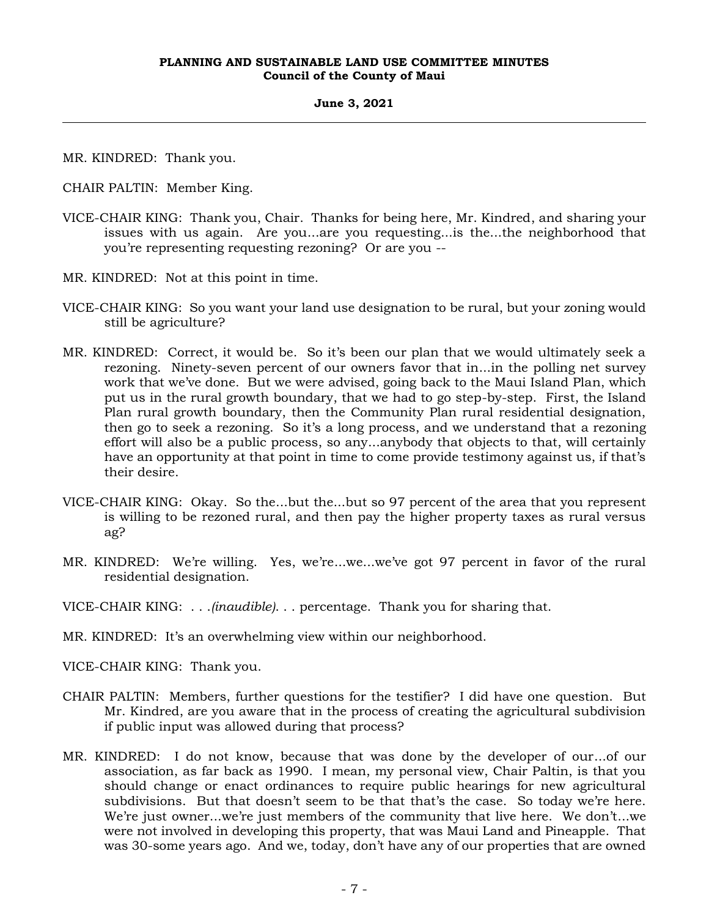MR. KINDRED: Thank you.

CHAIR PALTIN: Member King.

VICE-CHAIR KING: Thank you, Chair. Thanks for being here, Mr. Kindred, and sharing your issues with us again. Are you...are you requesting...is the...the neighborhood that you're representing requesting rezoning? Or are you --

MR. KINDRED: Not at this point in time.

VICE-CHAIR KING: So you want your land use designation to be rural, but your zoning would still be agriculture?

MR. KINDRED: Correct, it would be. So it's been our plan that we would ultimately seek a rezoning. Ninety-seven percent of our owners favor that in...in the polling net survey work that we've done. But we were advised, going back to the Maui Island Plan, which put us in the rural growth boundary, that we had to go step-by-step. First, the Island Plan rural growth boundary, then the Community Plan rural residential designation, then go to seek a rezoning. So it's a long process, and we understand that a rezoning effort will also be a public process, so any...anybody that objects to that, will certainly have an opportunity at that point in time to come provide testimony against us, if that's their desire.

VICE-CHAIR KING: Okay. So the...but the...but so 97 percent of the area that you represent is willing to be rezoned rural, and then pay the higher property taxes as rural versus ag?

MR. KINDRED: We're willing. Yes, we're...we...we've got 97 percent in favor of the rural residential designation.

VICE-CHAIR KING: . . .*(inaudible)*. . . percentage. Thank you for sharing that.

MR. KINDRED: It's an overwhelming view within our neighborhood.

VICE-CHAIR KING: Thank you.

CHAIR PALTIN: Members, further questions for the testifier? I did have one question. But Mr. Kindred, are you aware that in the process of creating the agricultural subdivision if public input was allowed during that process?

MR. KINDRED: I do not know, because that was done by the developer of our...of our association, as far back as 1990. I mean, my personal view, Chair Paltin, is that you should change or enact ordinances to require public hearings for new agricultural subdivisions. But that doesn't seem to be that that's the case. So today we're here. We're just owner...we're just members of the community that live here. We don't...we were not involved in developing this property, that was Maui Land and Pineapple. That was 30-some years ago. And we, today, don't have any of our properties that are owned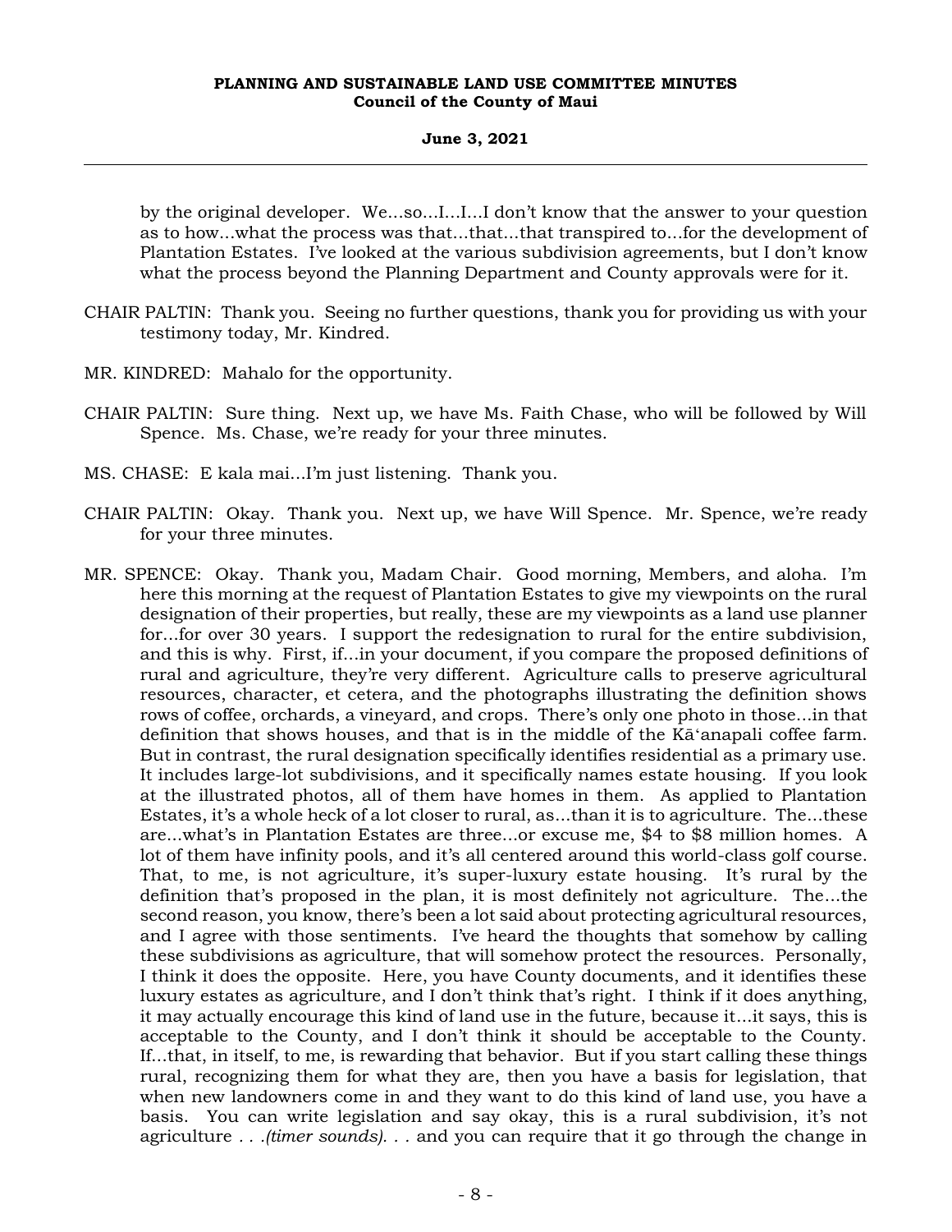by the original developer. We...so...I...I...I don't know that the answer to your question as to how...what the process was that...that...that transpired to...for the development of Plantation Estates. I've looked at the various subdivision agreements, but I don't know what the process beyond the Planning Department and County approvals were for it.

CHAIR PALTIN: Thank you. Seeing no further questions, thank you for providing us with your testimony today, Mr. Kindred.

MR. KINDRED: Mahalo for the opportunity.

CHAIR PALTIN: Sure thing. Next up, we have Ms. Faith Chase, who will be followed by Will Spence. Ms. Chase, we're ready for your three minutes.

MS. CHASE: E kala mai...I'm just listening. Thank you.

CHAIR PALTIN: Okay. Thank you. Next up, we have Will Spence. Mr. Spence, we're ready for your three minutes.

MR. SPENCE: Okay. Thank you, Madam Chair. Good morning, Members, and aloha. I'm here this morning at the request of Plantation Estates to give my viewpoints on the rural designation of their properties, but really, these are my viewpoints as a land use planner for...for over 30 years. I support the redesignation to rural for the entire subdivision, and this is why. First, if...in your document, if you compare the proposed definitions of rural and agriculture, they're very different. Agriculture calls to preserve agricultural resources, character, et cetera, and the photographs illustrating the definition shows rows of coffee, orchards, a vineyard, and crops. There's only one photo in those...in that definition that shows houses, and that is in the middle of the Kāʻanapali coffee farm. But in contrast, the rural designation specifically identifies residential as a primary use. It includes large-lot subdivisions, and it specifically names estate housing. If you look at the illustrated photos, all of them have homes in them. As applied to Plantation Estates, it's a whole heck of a lot closer to rural, as...than it is to agriculture. The...these are...what's in Plantation Estates are three...or excuse me, $4 to $8 million homes. A lot of them have infinity pools, and it's all centered around this world-class golf course. That, to me, is not agriculture, it's super-luxury estate housing. It's rural by the definition that's proposed in the plan, it is most definitely not agriculture. The...the second reason, you know, there's been a lot said about protecting agricultural resources, and I agree with those sentiments. I've heard the thoughts that somehow by calling these subdivisions as agriculture, that will somehow protect the resources. Personally, I think it does the opposite. Here, you have County documents, and it identifies these luxury estates as agriculture, and I don't think that's right. I think if it does anything, it may actually encourage this kind of land use in the future, because it...it says, this is acceptable to the County, and I don't think it should be acceptable to the County. If...that, in itself, to me, is rewarding that behavior. But if you start calling these things rural, recognizing them for what they are, then you have a basis for legislation, that when new landowners come in and they want to do this kind of land use, you have a basis. You can write legislation and say okay, this is a rural subdivision, it's not agriculture *. . .(timer sounds). . .* and you can require that it go through the change in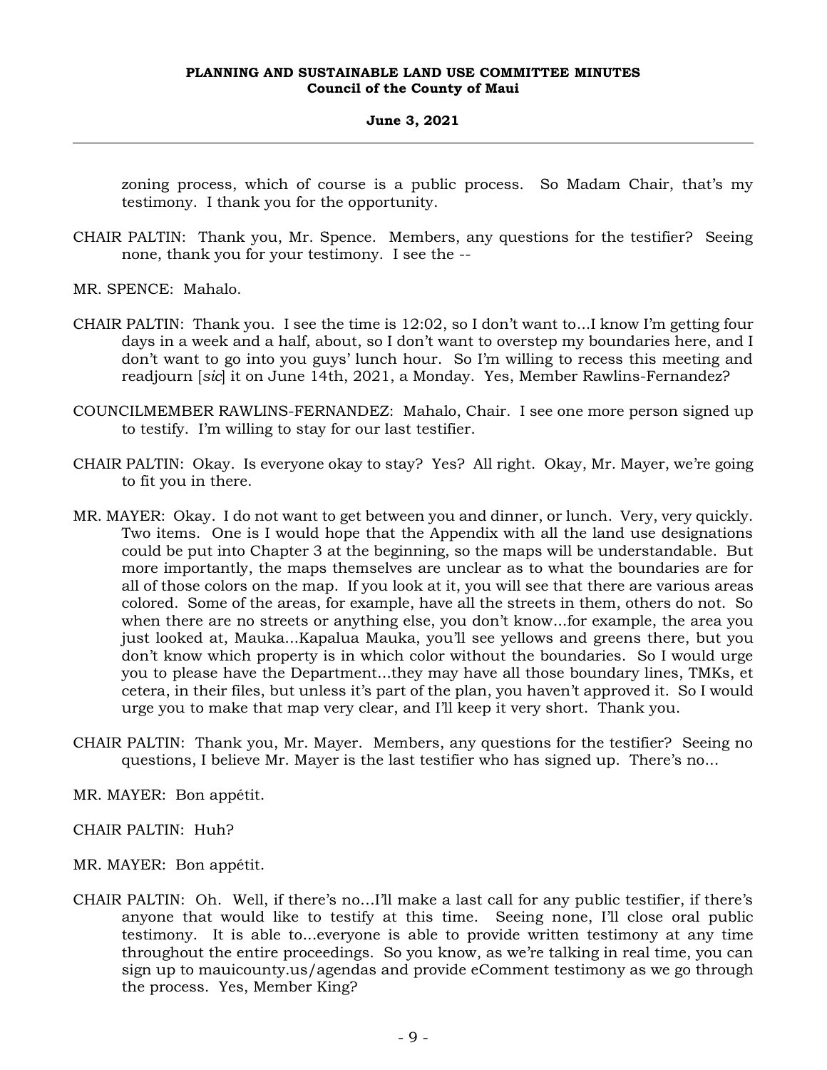zoning process, which of course is a public process. So Madam Chair, that's my testimony. I thank you for the opportunity.

CHAIR PALTIN: Thank you, Mr. Spence. Members, any questions for the testifier? Seeing none, thank you for your testimony. I see the --

MR. SPENCE: Mahalo.

CHAIR PALTIN: Thank you. I see the time is 12:02, so I don't want to...I know I'm getting four days in a week and a half, about, so I don't want to overstep my boundaries here, and I don't want to go into you guys' lunch hour. So I'm willing to recess this meeting and readjourn [*sic*] it on June 14th, 2021, a Monday. Yes, Member Rawlins-Fernandez?

COUNCILMEMBER RAWLINS-FERNANDEZ: Mahalo, Chair. I see one more person signed up to testify. I'm willing to stay for our last testifier.

CHAIR PALTIN: Okay. Is everyone okay to stay? Yes? All right. Okay, Mr. Mayer, we're going to fit you in there.

MR. MAYER: Okay. I do not want to get between you and dinner, or lunch. Very, very quickly. Two items. One is I would hope that the Appendix with all the land use designations could be put into Chapter 3 at the beginning, so the maps will be understandable. But more importantly, the maps themselves are unclear as to what the boundaries are for all of those colors on the map. If you look at it, you will see that there are various areas colored. Some of the areas, for example, have all the streets in them, others do not. So when there are no streets or anything else, you don't know...for example, the area you just looked at, Mauka...Kapalua Mauka, you'll see yellows and greens there, but you don't know which property is in which color without the boundaries. So I would urge you to please have the Department...they may have all those boundary lines, TMKs, et cetera, in their files, but unless it's part of the plan, you haven't approved it. So I would urge you to make that map very clear, and I'll keep it very short. Thank you.

CHAIR PALTIN: Thank you, Mr. Mayer. Members, any questions for the testifier? Seeing no questions, I believe Mr. Mayer is the last testifier who has signed up. There's no...

MR. MAYER: Bon appétit.

CHAIR PALTIN: Huh?

MR. MAYER: Bon appétit.

CHAIR PALTIN: Oh. Well, if there's no...I'll make a last call for any public testifier, if there's anyone that would like to testify at this time. Seeing none, I'll close oral public testimony. It is able to...everyone is able to provide written testimony at any time throughout the entire proceedings. So you know, as we're talking in real time, you can sign up to mauicounty.us/agendas and provide eComment testimony as we go through the process. Yes, Member King?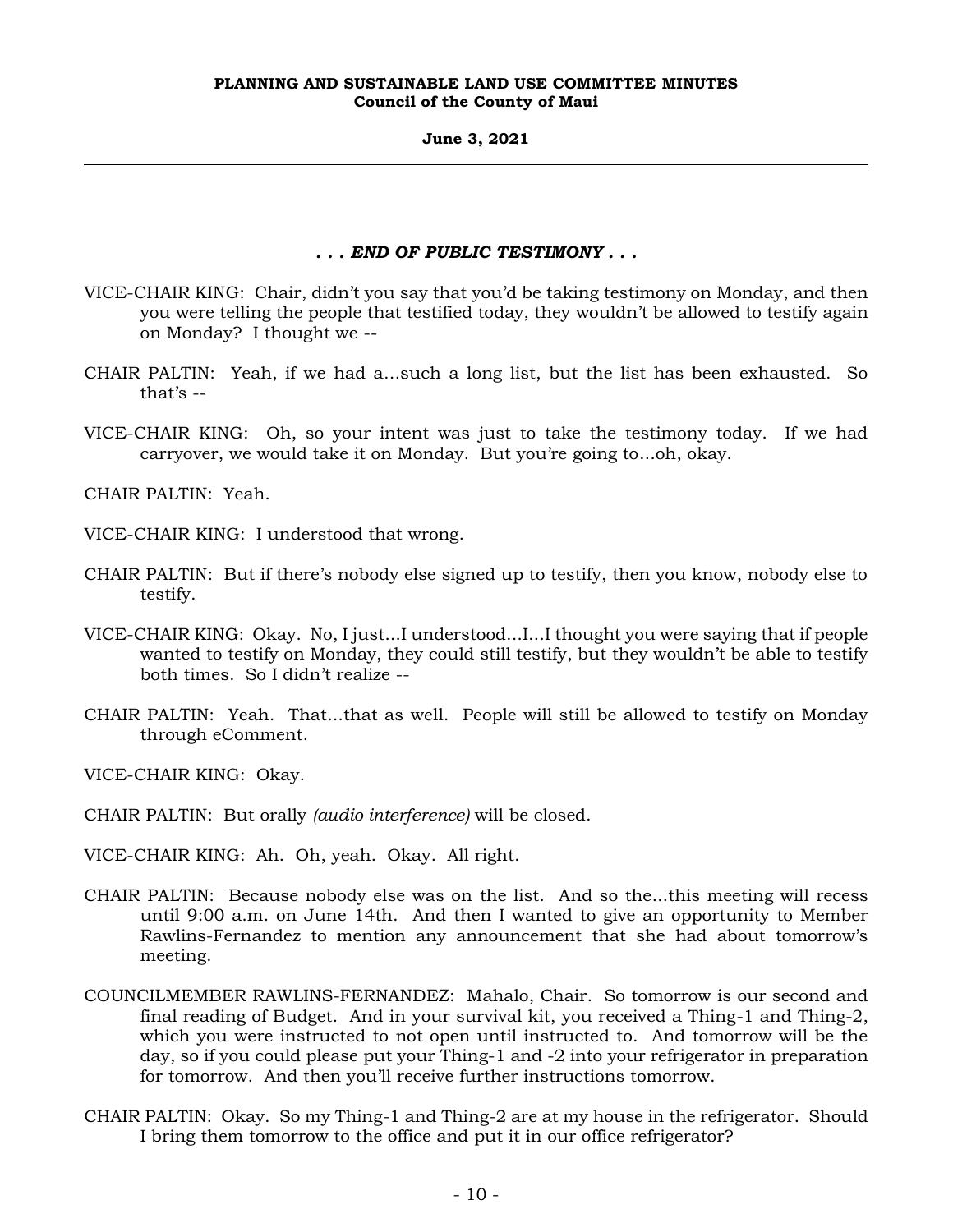***. . . END OF PUBLIC TESTIMONY . . .***

VICE-CHAIR KING: Chair, didn't you say that you'd be taking testimony on Monday, and then you were telling the people that testified today, they wouldn't be allowed to testify again on Monday? I thought we --

CHAIR PALTIN: Yeah, if we had a...such a long list, but the list has been exhausted. So that's --

VICE-CHAIR KING: Oh, so your intent was just to take the testimony today. If we had carryover, we would take it on Monday. But you're going to...oh, okay.

CHAIR PALTIN: Yeah.

VICE-CHAIR KING: I understood that wrong.

CHAIR PALTIN: But if there's nobody else signed up to testify, then you know, nobody else to testify.

VICE-CHAIR KING: Okay. No, I just...I understood...I...I thought you were saying that if people wanted to testify on Monday, they could still testify, but they wouldn't be able to testify both times. So I didn't realize --

CHAIR PALTIN: Yeah. That...that as well. People will still be allowed to testify on Monday through eComment.

VICE-CHAIR KING: Okay.

CHAIR PALTIN: But orally *(audio interference)* will be closed.

VICE-CHAIR KING: Ah. Oh, yeah. Okay. All right.

CHAIR PALTIN: Because nobody else was on the list. And so the...this meeting will recess until 9:00 a.m. on June 14th. And then I wanted to give an opportunity to Member Rawlins-Fernandez to mention any announcement that she had about tomorrow's meeting.

COUNCILMEMBER RAWLINS-FERNANDEZ: Mahalo, Chair. So tomorrow is our second and final reading of Budget. And in your survival kit, you received a Thing-1 and Thing-2, which you were instructed to not open until instructed to. And tomorrow will be the day, so if you could please put your Thing-1 and -2 into your refrigerator in preparation for tomorrow. And then you'll receive further instructions tomorrow.

CHAIR PALTIN: Okay. So my Thing-1 and Thing-2 are at my house in the refrigerator. Should I bring them tomorrow to the office and put it in our office refrigerator?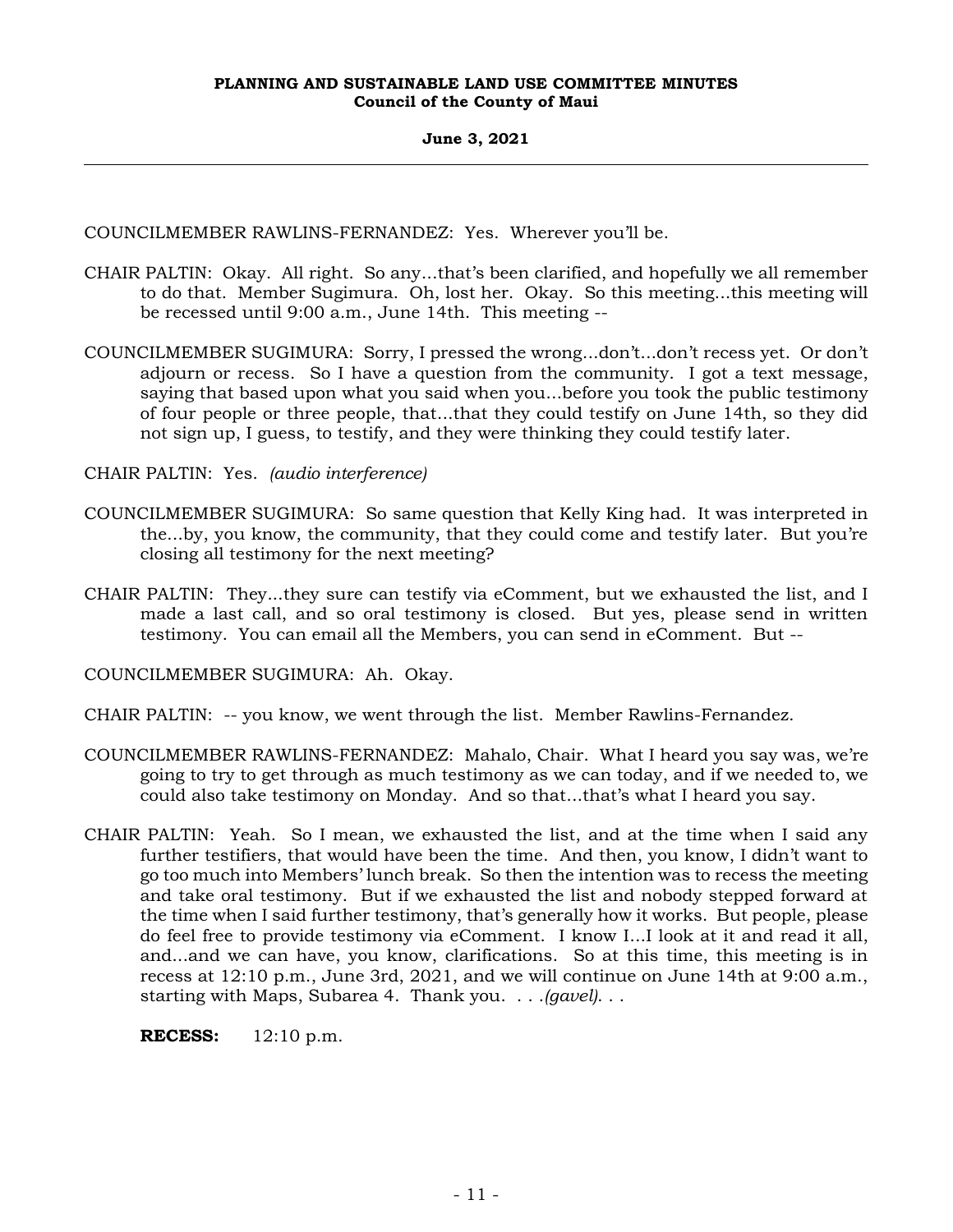COUNCILMEMBER RAWLINS-FERNANDEZ: Yes. Wherever you'll be.

CHAIR PALTIN: Okay. All right. So any...that's been clarified, and hopefully we all remember to do that. Member Sugimura. Oh, lost her. Okay. So this meeting...this meeting will be recessed until 9:00 a.m., June 14th. This meeting --

COUNCILMEMBER SUGIMURA: Sorry, I pressed the wrong...don't...don't recess yet. Or don't adjourn or recess. So I have a question from the community. I got a text message, saying that based upon what you said when you...before you took the public testimony of four people or three people, that...that they could testify on June 14th, so they did not sign up, I guess, to testify, and they were thinking they could testify later.

CHAIR PALTIN: Yes. *(audio interference)*

COUNCILMEMBER SUGIMURA: So same question that Kelly King had. It was interpreted in the...by, you know, the community, that they could come and testify later. But you're closing all testimony for the next meeting?

CHAIR PALTIN: They...they sure can testify via eComment, but we exhausted the list, and I made a last call, and so oral testimony is closed. But yes, please send in written testimony. You can email all the Members, you can send in eComment. But --

COUNCILMEMBER SUGIMURA: Ah. Okay.

CHAIR PALTIN: -- you know, we went through the list. Member Rawlins-Fernandez.

COUNCILMEMBER RAWLINS-FERNANDEZ: Mahalo, Chair. What I heard you say was, we're going to try to get through as much testimony as we can today, and if we needed to, we could also take testimony on Monday. And so that...that's what I heard you say.

CHAIR PALTIN: Yeah. So I mean, we exhausted the list, and at the time when I said any further testifiers, that would have been the time. And then, you know, I didn't want to go too much into Members' lunch break. So then the intention was to recess the meeting and take oral testimony. But if we exhausted the list and nobody stepped forward at the time when I said further testimony, that's generally how it works. But people, please do feel free to provide testimony via eComment. I know I...I look at it and read it all, and...and we can have, you know, clarifications. So at this time, this meeting is in recess at 12:10 p.m., June 3rd, 2021, and we will continue on June 14th at 9:00 a.m., starting with Maps, Subarea 4. Thank you. . . .*(gavel)*. . .

**RECESS:** 12:10 p.m.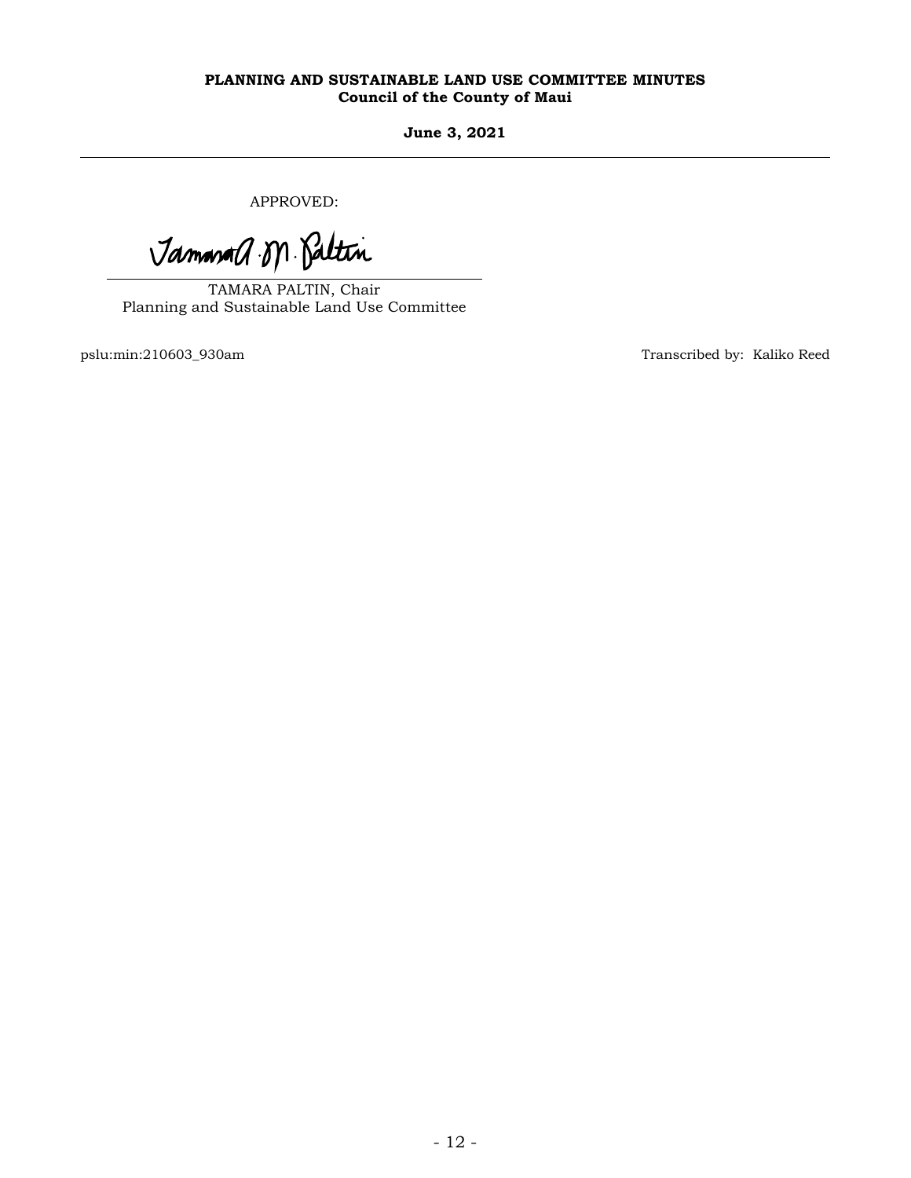APPROVED:

TAMARA PALTIN, Chair
Planning and Sustainable Land Use Committee

pslu:min:210603_930am

Transcribed by: Kaliko Reed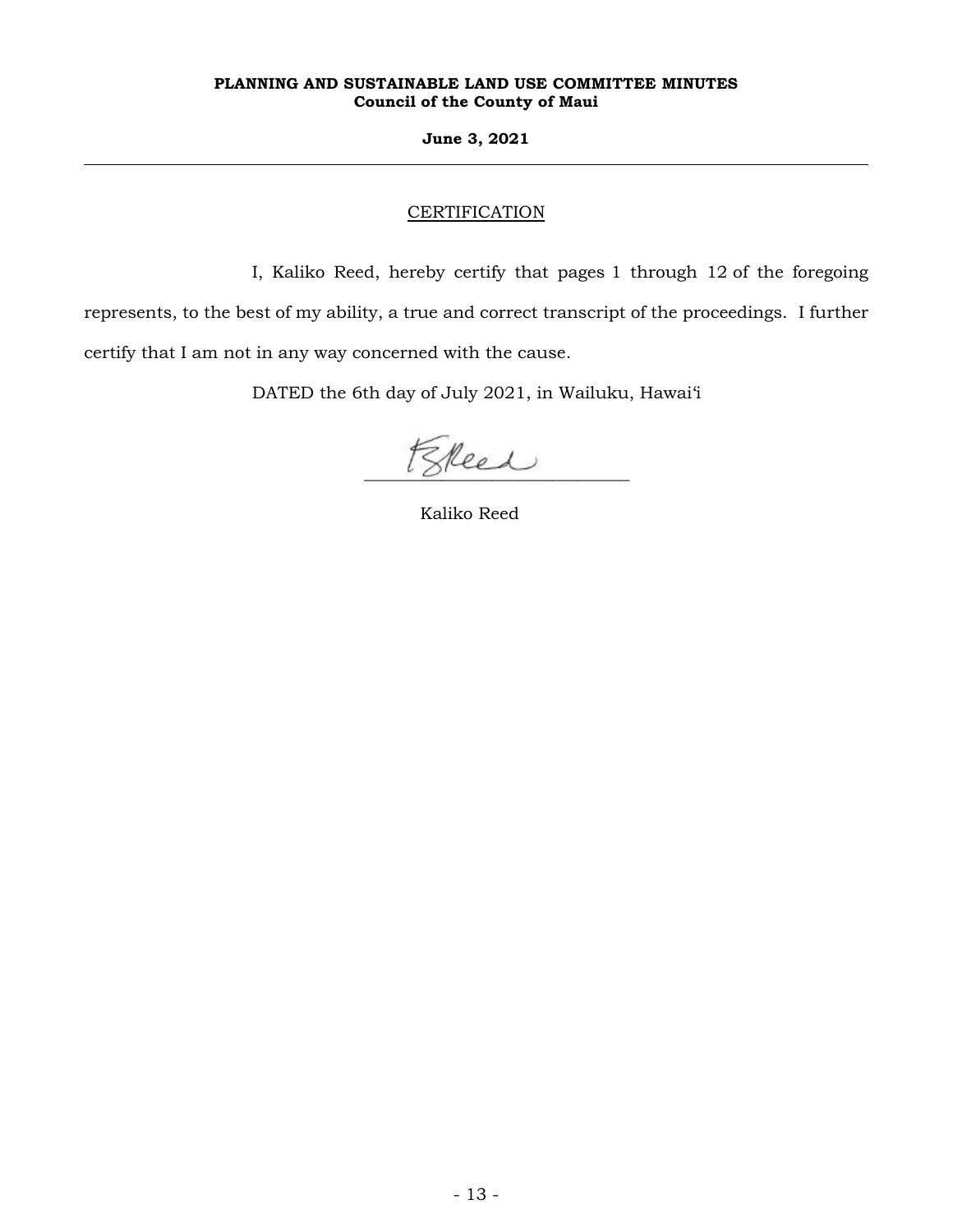## CERTIFICATION

I, Kaliko Reed, hereby certify that pages 1 through 12 of the foregoing represents, to the best of my ability, a true and correct transcript of the proceedings. I further certify that I am not in any way concerned with the cause.

DATED the 6th day of July 2021, in Wailuku, Hawai'i

\_\_\_\_\_\_\_\_\_\_\_\_\_\_\_\_\_\_\_\_\_\_\_\_\_\_\_\_\_\_

Kaliko Reed